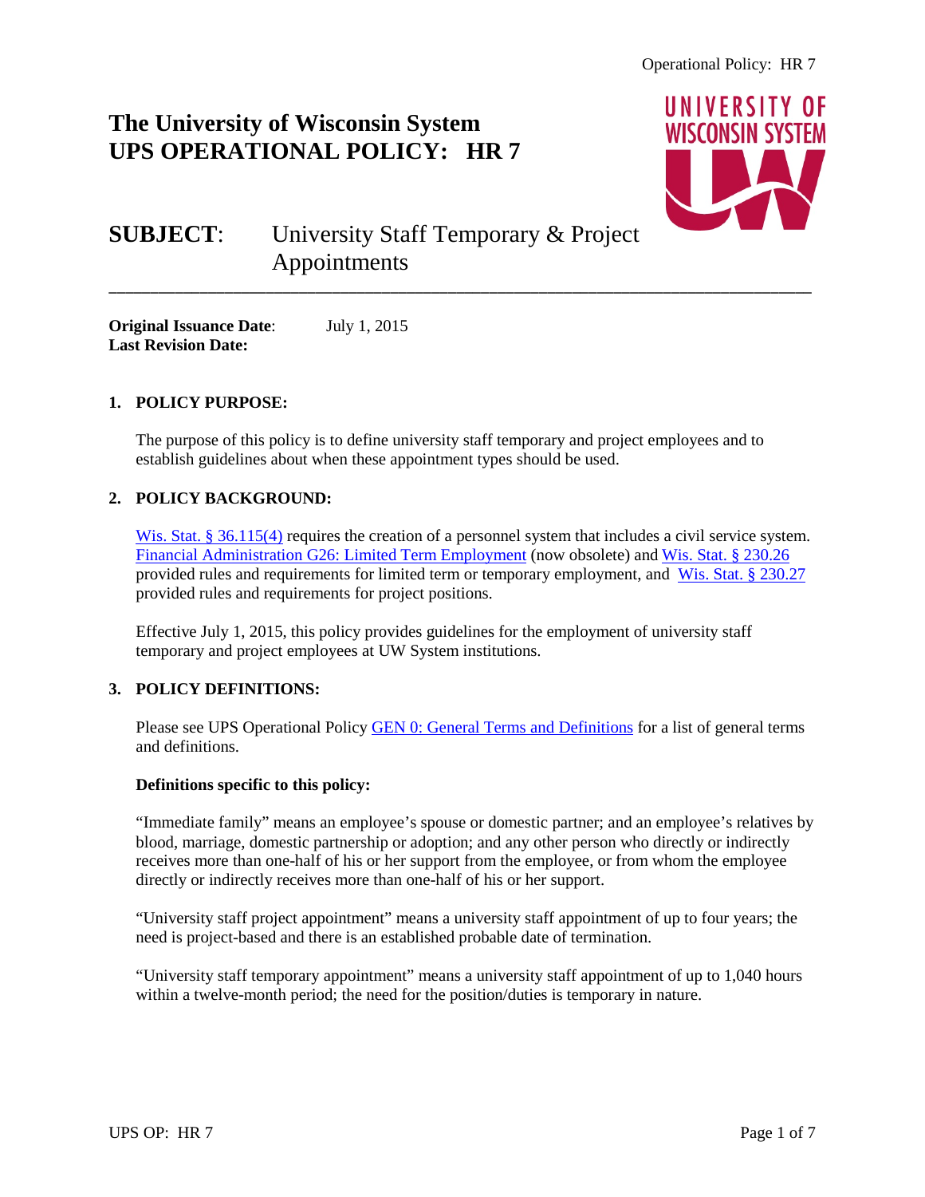# The University of Wisconsin System
# UPS OPERATIONAL POLICY: HR 7

## SUBJECT: University Staff Temporary & Project Appointments

**Original Issuance Date**: July 1, 2015
**Last Revision Date:**

### 1. POLICY PURPOSE:

The purpose of this policy is to define university staff temporary and project employees and to establish guidelines about when these appointment types should be used.

### 2. POLICY BACKGROUND:

Wis. Stat. § 36.115(4) requires the creation of a personnel system that includes a civil service system. Financial Administration G26: Limited Term Employment (now obsolete) and Wis. Stat. § 230.26 provided rules and requirements for limited term or temporary employment, and Wis. Stat. § 230.27 provided rules and requirements for project positions.

Effective July 1, 2015, this policy provides guidelines for the employment of university staff temporary and project employees at UW System institutions.

### 3. POLICY DEFINITIONS:

Please see UPS Operational Policy GEN 0: General Terms and Definitions for a list of general terms and definitions.

**Definitions specific to this policy:**

"Immediate family" means an employee's spouse or domestic partner; and an employee's relatives by blood, marriage, domestic partnership or adoption; and any other person who directly or indirectly receives more than one-half of his or her support from the employee, or from whom the employee directly or indirectly receives more than one-half of his or her support.

"University staff project appointment" means a university staff appointment of up to four years; the need is project-based and there is an established probable date of termination.

"University staff temporary appointment" means a university staff appointment of up to 1,040 hours within a twelve-month period; the need for the position/duties is temporary in nature.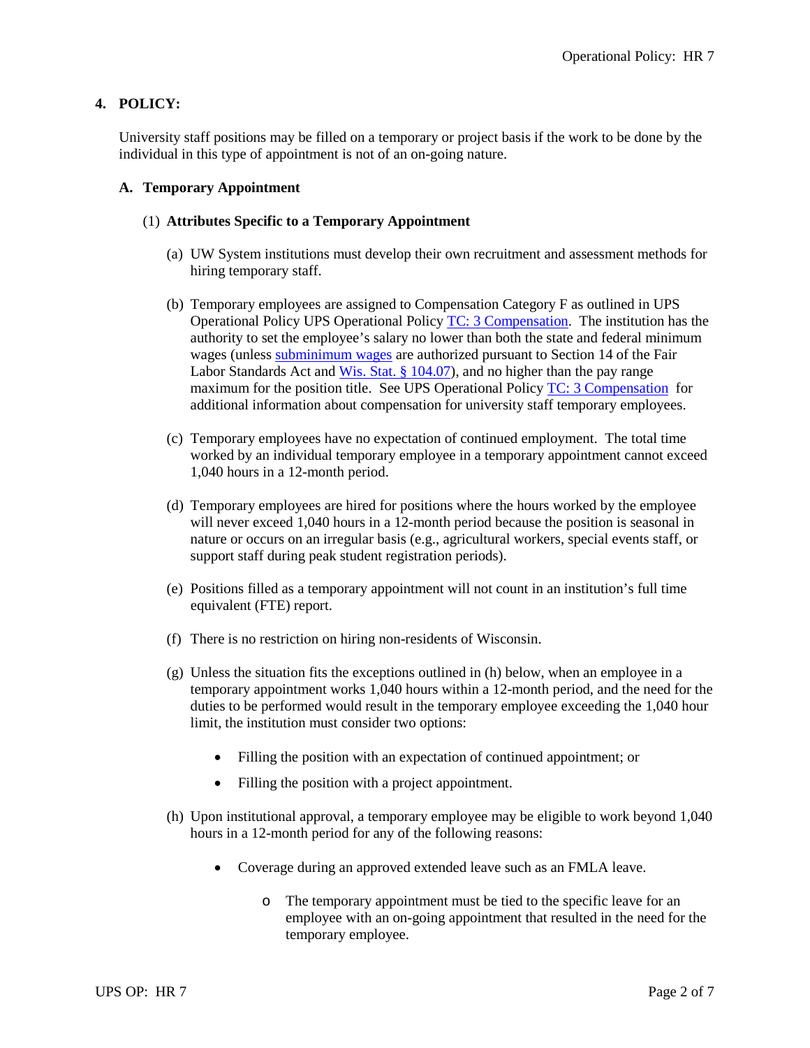## 4. POLICY:

University staff positions may be filled on a temporary or project basis if the work to be done by the individual in this type of appointment is not of an on-going nature.

### A. Temporary Appointment

#### (1) Attributes Specific to a Temporary Appointment

(a) UW System institutions must develop their own recruitment and assessment methods for hiring temporary staff.

(b) Temporary employees are assigned to Compensation Category F as outlined in UPS Operational Policy UPS Operational Policy TC: 3 Compensation. The institution has the authority to set the employee's salary no lower than both the state and federal minimum wages (unless subminimum wages are authorized pursuant to Section 14 of the Fair Labor Standards Act and Wis. Stat. § 104.07), and no higher than the pay range maximum for the position title. See UPS Operational Policy TC: 3 Compensation for additional information about compensation for university staff temporary employees.

(c) Temporary employees have no expectation of continued employment. The total time worked by an individual temporary employee in a temporary appointment cannot exceed 1,040 hours in a 12-month period.

(d) Temporary employees are hired for positions where the hours worked by the employee will never exceed 1,040 hours in a 12-month period because the position is seasonal in nature or occurs on an irregular basis (e.g., agricultural workers, special events staff, or support staff during peak student registration periods).

(e) Positions filled as a temporary appointment will not count in an institution's full time equivalent (FTE) report.

(f) There is no restriction on hiring non-residents of Wisconsin.

(g) Unless the situation fits the exceptions outlined in (h) below, when an employee in a temporary appointment works 1,040 hours within a 12-month period, and the need for the duties to be performed would result in the temporary employee exceeding the 1,040 hour limit, the institution must consider two options:

- Filling the position with an expectation of continued appointment; or
- Filling the position with a project appointment.

(h) Upon institutional approval, a temporary employee may be eligible to work beyond 1,040 hours in a 12-month period for any of the following reasons:

- Coverage during an approved extended leave such as an FMLA leave.
  - The temporary appointment must be tied to the specific leave for an employee with an on-going appointment that resulted in the need for the temporary employee.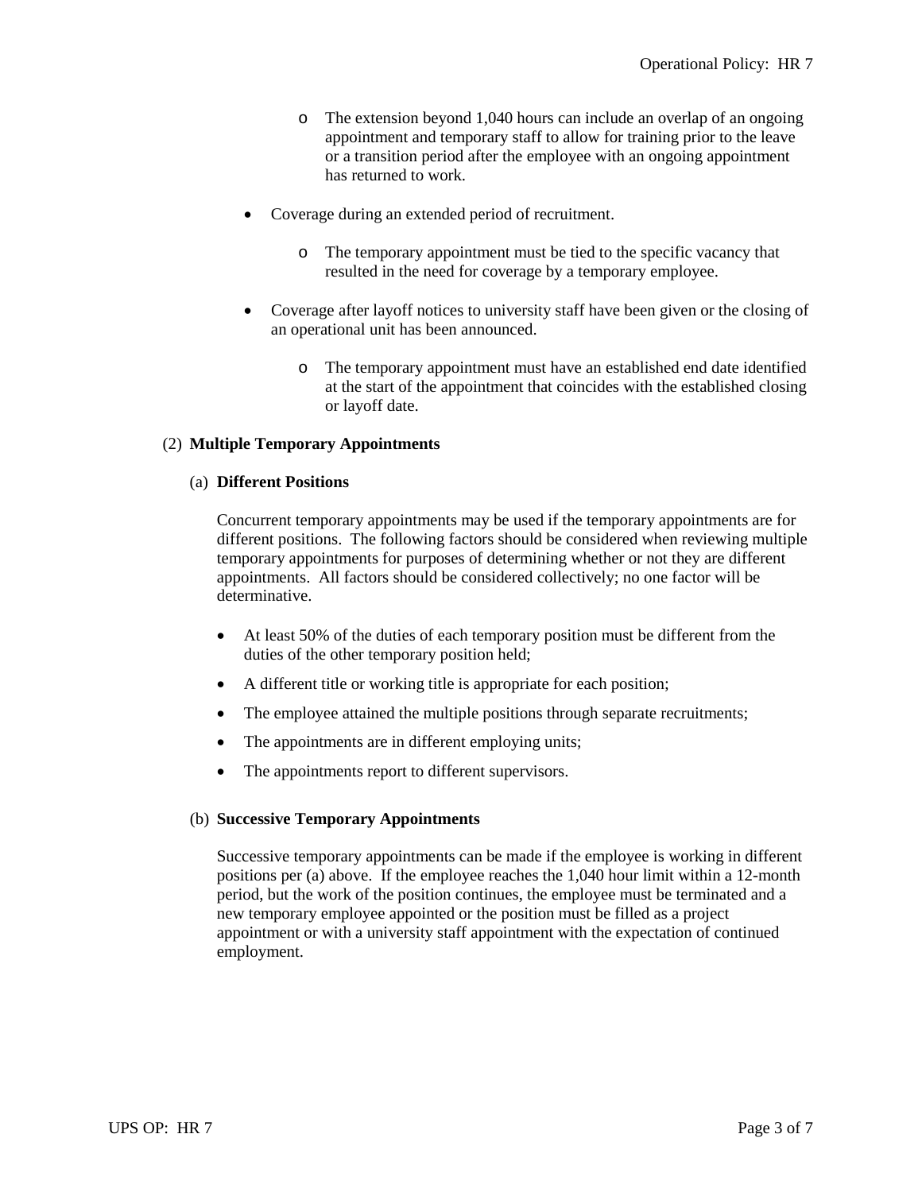- The extension beyond 1,040 hours can include an overlap of an ongoing appointment and temporary staff to allow for training prior to the leave or a transition period after the employee with an ongoing appointment has returned to work.

- Coverage during an extended period of recruitment.
  - The temporary appointment must be tied to the specific vacancy that resulted in the need for coverage by a temporary employee.

- Coverage after layoff notices to university staff have been given or the closing of an operational unit has been announced.
  - The temporary appointment must have an established end date identified at the start of the appointment that coincides with the established closing or layoff date.

(2) **Multiple Temporary Appointments**

(a) **Different Positions**

Concurrent temporary appointments may be used if the temporary appointments are for different positions. The following factors should be considered when reviewing multiple temporary appointments for purposes of determining whether or not they are different appointments. All factors should be considered collectively; no one factor will be determinative.

- At least 50% of the duties of each temporary position must be different from the duties of the other temporary position held;
- A different title or working title is appropriate for each position;
- The employee attained the multiple positions through separate recruitments;
- The appointments are in different employing units;
- The appointments report to different supervisors.

(b) **Successive Temporary Appointments**

Successive temporary appointments can be made if the employee is working in different positions per (a) above. If the employee reaches the 1,040 hour limit within a 12-month period, but the work of the position continues, the employee must be terminated and a new temporary employee appointed or the position must be filled as a project appointment or with a university staff appointment with the expectation of continued employment.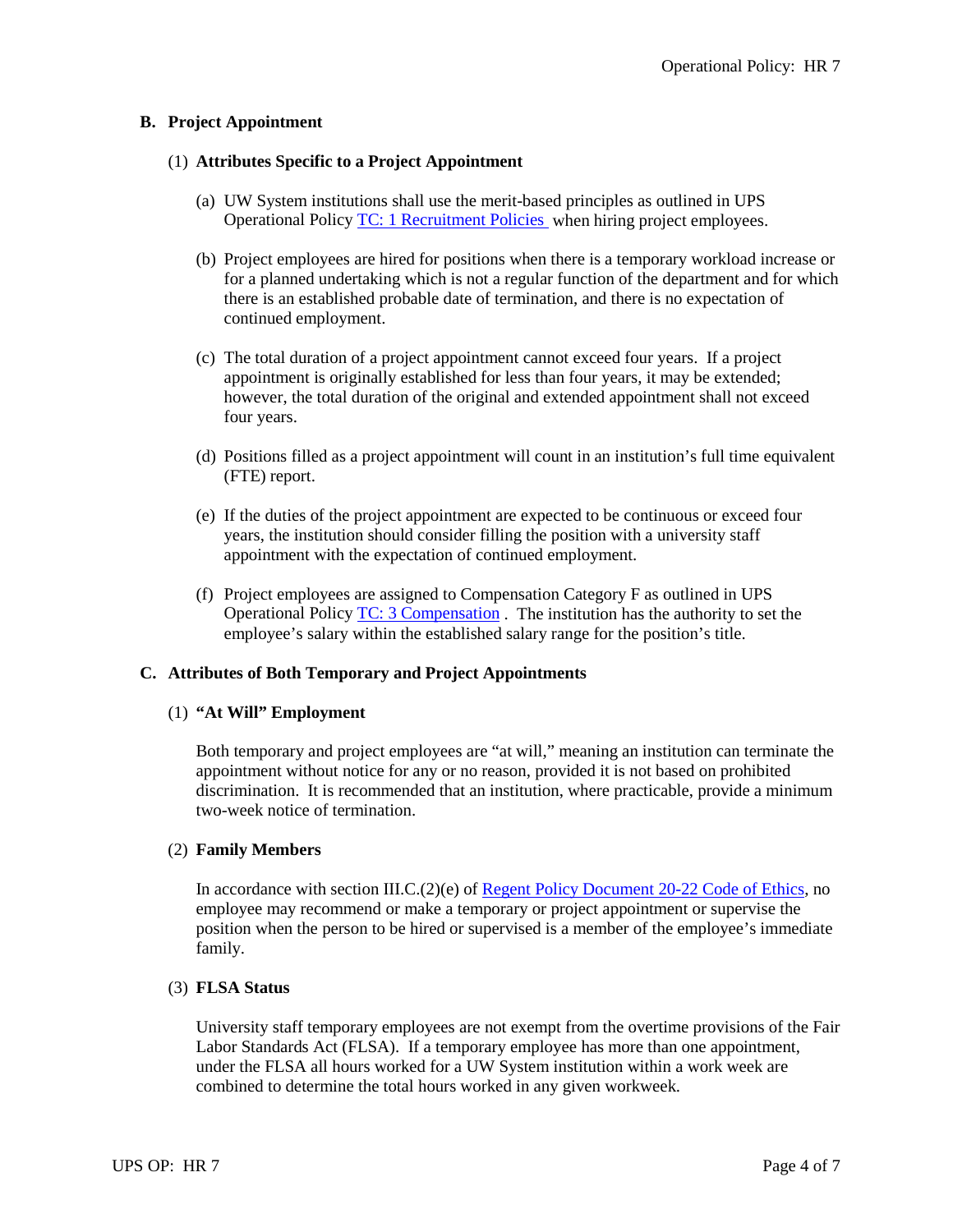## B. Project Appointment

### (1) Attributes Specific to a Project Appointment

(a) UW System institutions shall use the merit-based principles as outlined in UPS Operational Policy TC: 1 Recruitment Policies when hiring project employees.

(b) Project employees are hired for positions when there is a temporary workload increase or for a planned undertaking which is not a regular function of the department and for which there is an established probable date of termination, and there is no expectation of continued employment.

(c) The total duration of a project appointment cannot exceed four years. If a project appointment is originally established for less than four years, it may be extended; however, the total duration of the original and extended appointment shall not exceed four years.

(d) Positions filled as a project appointment will count in an institution's full time equivalent (FTE) report.

(e) If the duties of the project appointment are expected to be continuous or exceed four years, the institution should consider filling the position with a university staff appointment with the expectation of continued employment.

(f) Project employees are assigned to Compensation Category F as outlined in UPS Operational Policy TC: 3 Compensation . The institution has the authority to set the employee's salary within the established salary range for the position's title.

## C. Attributes of Both Temporary and Project Appointments

### (1) "At Will" Employment

Both temporary and project employees are "at will," meaning an institution can terminate the appointment without notice for any or no reason, provided it is not based on prohibited discrimination. It is recommended that an institution, where practicable, provide a minimum two-week notice of termination.

### (2) Family Members

In accordance with section III.C.(2)(e) of Regent Policy Document 20-22 Code of Ethics, no employee may recommend or make a temporary or project appointment or supervise the position when the person to be hired or supervised is a member of the employee's immediate family.

### (3) FLSA Status

University staff temporary employees are not exempt from the overtime provisions of the Fair Labor Standards Act (FLSA). If a temporary employee has more than one appointment, under the FLSA all hours worked for a UW System institution within a work week are combined to determine the total hours worked in any given workweek.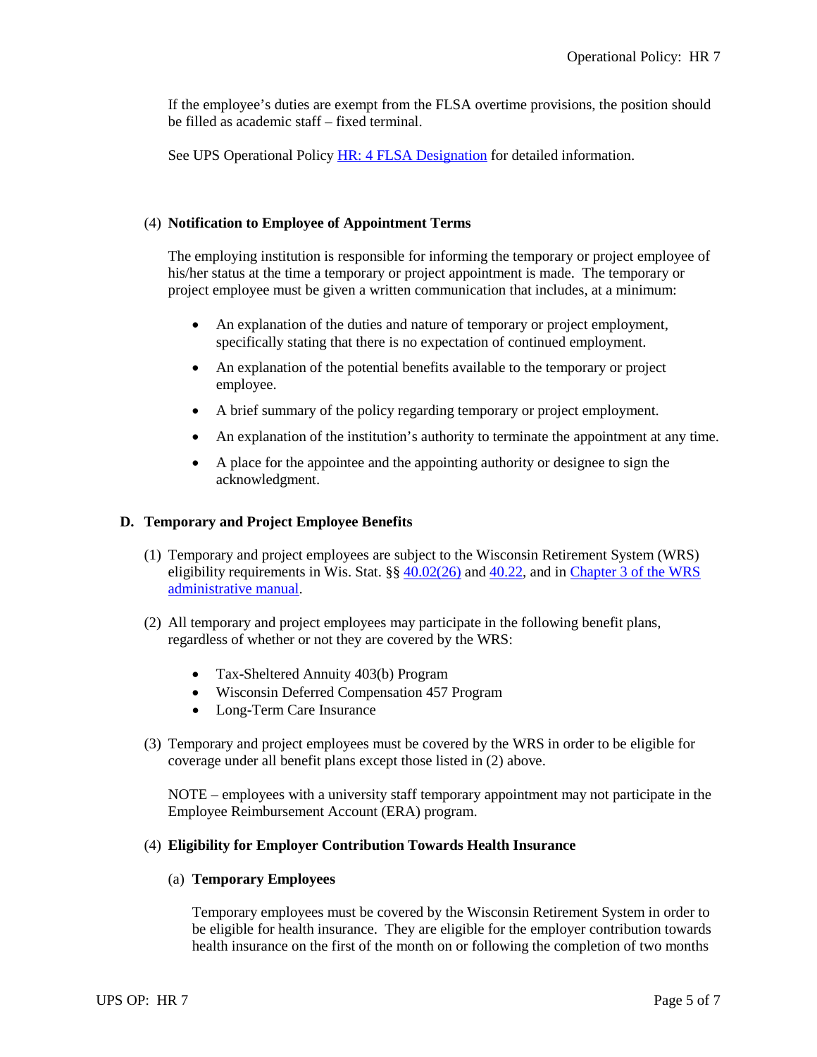If the employee's duties are exempt from the FLSA overtime provisions, the position should be filled as academic staff – fixed terminal.

See UPS Operational Policy [HR: 4 FLSA Designation] for detailed information.

(4) **Notification to Employee of Appointment Terms**

The employing institution is responsible for informing the temporary or project employee of his/her status at the time a temporary or project appointment is made. The temporary or project employee must be given a written communication that includes, at a minimum:

- An explanation of the duties and nature of temporary or project employment, specifically stating that there is no expectation of continued employment.
- An explanation of the potential benefits available to the temporary or project employee.
- A brief summary of the policy regarding temporary or project employment.
- An explanation of the institution's authority to terminate the appointment at any time.
- A place for the appointee and the appointing authority or designee to sign the acknowledgment.

## D. Temporary and Project Employee Benefits

(1) Temporary and project employees are subject to the Wisconsin Retirement System (WRS) eligibility requirements in Wis. Stat. §§ 40.02(26) and 40.22, and in Chapter 3 of the WRS administrative manual.

(2) All temporary and project employees may participate in the following benefit plans, regardless of whether or not they are covered by the WRS:

- Tax-Sheltered Annuity 403(b) Program
- Wisconsin Deferred Compensation 457 Program
- Long-Term Care Insurance

(3) Temporary and project employees must be covered by the WRS in order to be eligible for coverage under all benefit plans except those listed in (2) above.

NOTE – employees with a university staff temporary appointment may not participate in the Employee Reimbursement Account (ERA) program.

(4) **Eligibility for Employer Contribution Towards Health Insurance**

(a) **Temporary Employees**

Temporary employees must be covered by the Wisconsin Retirement System in order to be eligible for health insurance. They are eligible for the employer contribution towards health insurance on the first of the month on or following the completion of two months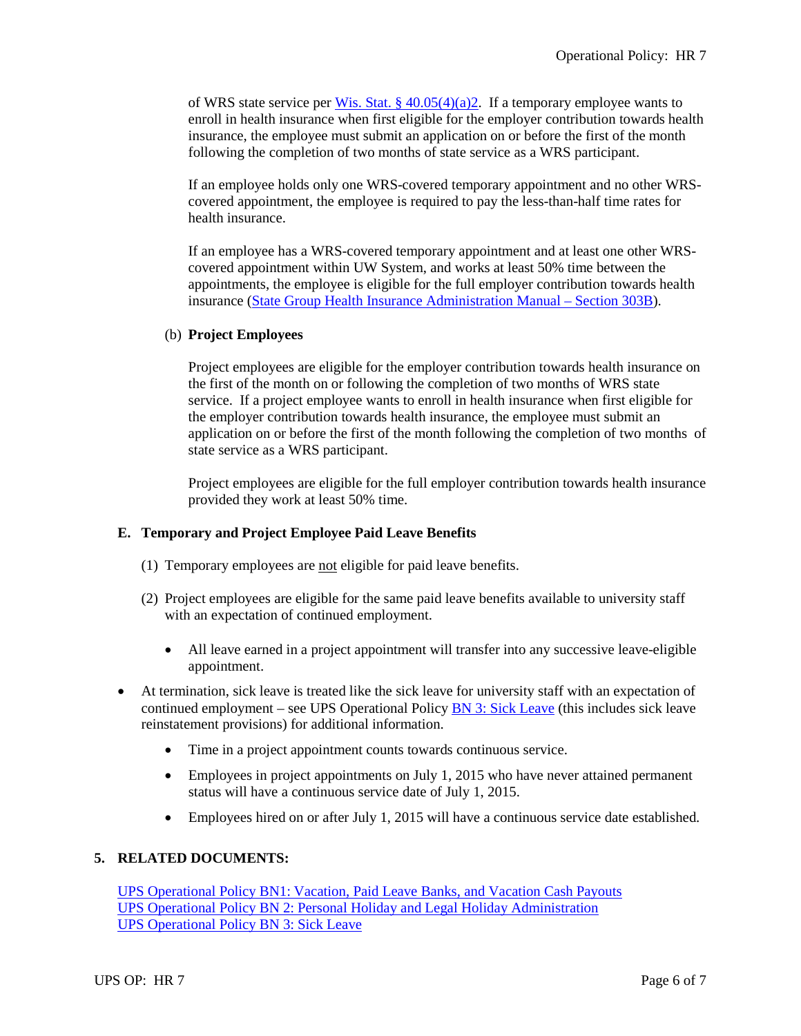of WRS state service per [Wis. Stat. § 40.05(4)(a)2](). If a temporary employee wants to enroll in health insurance when first eligible for the employer contribution towards health insurance, the employee must submit an application on or before the first of the month following the completion of two months of state service as a WRS participant.

If an employee holds only one WRS-covered temporary appointment and no other WRS-covered appointment, the employee is required to pay the less-than-half time rates for health insurance.

If an employee has a WRS-covered temporary appointment and at least one other WRS-covered appointment within UW System, and works at least 50% time between the appointments, the employee is eligible for the full employer contribution towards health insurance ([State Group Health Insurance Administration Manual – Section 303B]()).

(b) **Project Employees**

Project employees are eligible for the employer contribution towards health insurance on the first of the month on or following the completion of two months of WRS state service. If a project employee wants to enroll in health insurance when first eligible for the employer contribution towards health insurance, the employee must submit an application on or before the first of the month following the completion of two months of state service as a WRS participant.

Project employees are eligible for the full employer contribution towards health insurance provided they work at least 50% time.

**E. Temporary and Project Employee Paid Leave Benefits**

(1) Temporary employees are <u>not</u> eligible for paid leave benefits.

(2) Project employees are eligible for the same paid leave benefits available to university staff with an expectation of continued employment.

- All leave earned in a project appointment will transfer into any successive leave-eligible appointment.

- At termination, sick leave is treated like the sick leave for university staff with an expectation of continued employment – see UPS Operational Policy [BN 3: Sick Leave]() (this includes sick leave reinstatement provisions) for additional information.
  - Time in a project appointment counts towards continuous service.
  - Employees in project appointments on July 1, 2015 who have never attained permanent status will have a continuous service date of July 1, 2015.
  - Employees hired on or after July 1, 2015 will have a continuous service date established.

**5. RELATED DOCUMENTS:**

[UPS Operational Policy BN1: Vacation, Paid Leave Banks, and Vacation Cash Payouts]()
[UPS Operational Policy BN 2: Personal Holiday and Legal Holiday Administration]()
[UPS Operational Policy BN 3: Sick Leave]()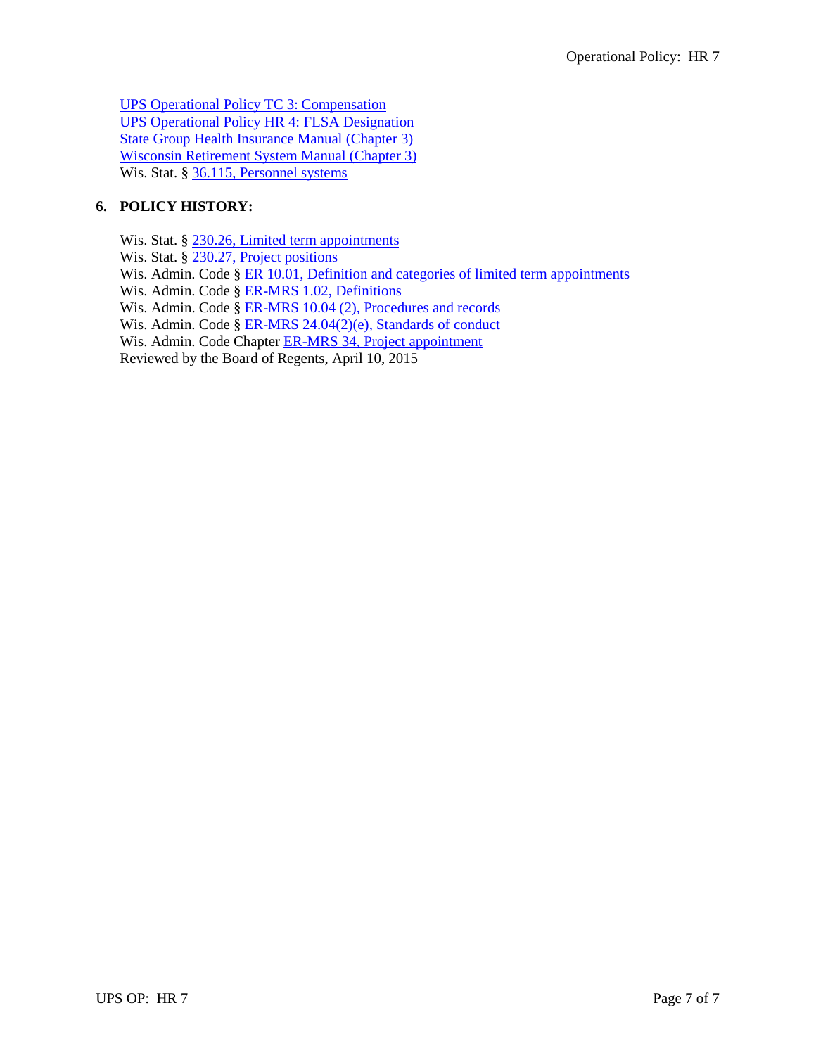UPS Operational Policy TC 3: Compensation
UPS Operational Policy HR 4: FLSA Designation
State Group Health Insurance Manual (Chapter 3)
Wisconsin Retirement System Manual (Chapter 3)
Wis. Stat. § 36.115, Personnel systems

## 6. POLICY HISTORY:

Wis. Stat. § 230.26, Limited term appointments
Wis. Stat. § 230.27, Project positions
Wis. Admin. Code § ER 10.01, Definition and categories of limited term appointments
Wis. Admin. Code § ER-MRS 1.02, Definitions
Wis. Admin. Code § ER-MRS 10.04 (2), Procedures and records
Wis. Admin. Code § ER-MRS 24.04(2)(e), Standards of conduct
Wis. Admin. Code Chapter ER-MRS 34, Project appointment
Reviewed by the Board of Regents, April 10, 2015